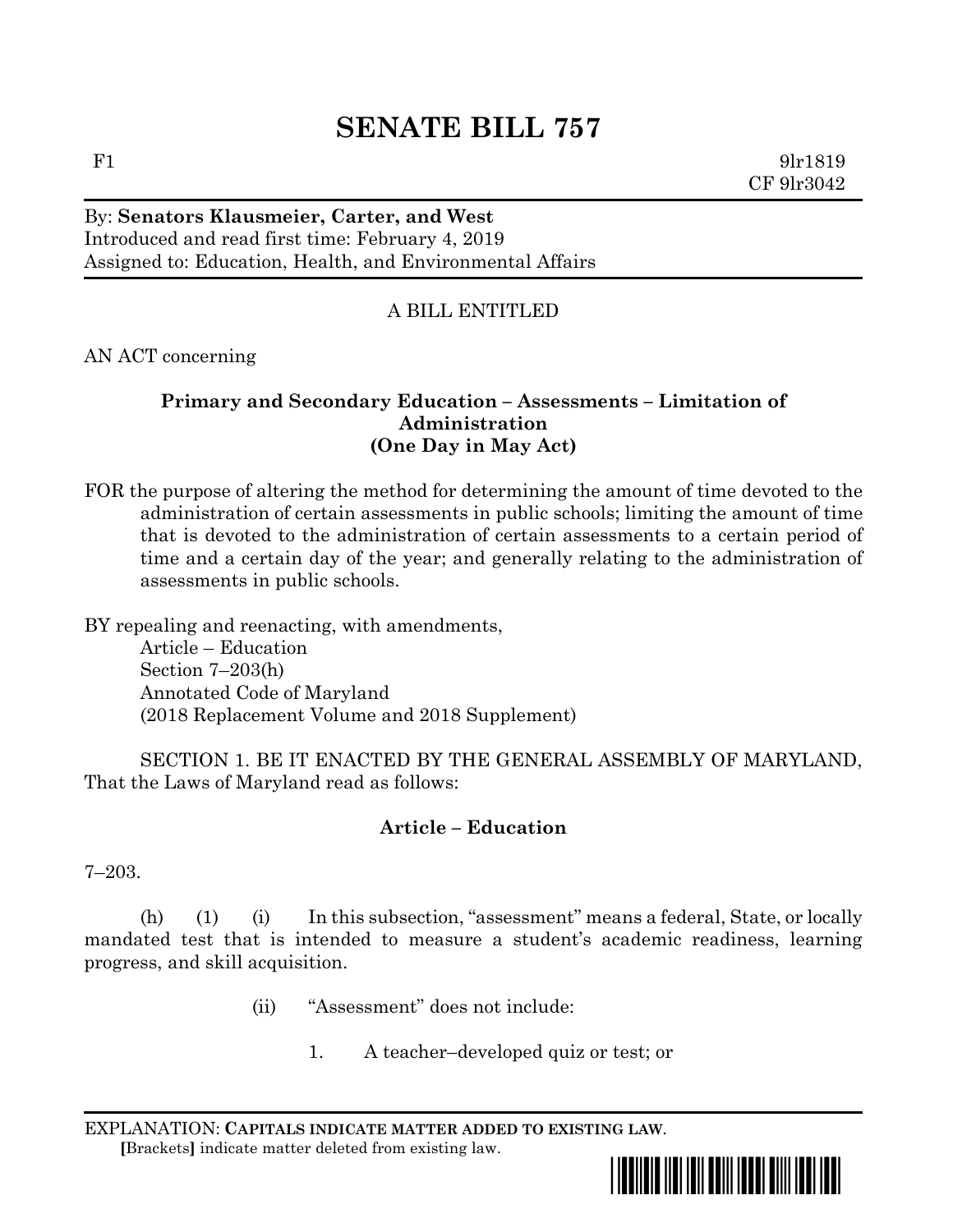# SENATE BILL 757

F1 9lr1819
CF 9lr3042

By: **Senators Klausmeier, Carter, and West**
Introduced and read first time: February 4, 2019
Assigned to: Education, Health, and Environmental Affairs

A BILL ENTITLED

AN ACT concerning

**Primary and Secondary Education – Assessments – Limitation of Administration**
**(One Day in May Act)**

FOR the purpose of altering the method for determining the amount of time devoted to the administration of certain assessments in public schools; limiting the amount of time that is devoted to the administration of certain assessments to a certain period of time and a certain day of the year; and generally relating to the administration of assessments in public schools.

BY repealing and reenacting, with amendments,
Article – Education
Section 7–203(h)
Annotated Code of Maryland
(2018 Replacement Volume and 2018 Supplement)

SECTION 1. BE IT ENACTED BY THE GENERAL ASSEMBLY OF MARYLAND, That the Laws of Maryland read as follows:

**Article – Education**

7–203.

(h) (1) (i) In this subsection, "assessment" means a federal, State, or locally mandated test that is intended to measure a student's academic readiness, learning progress, and skill acquisition.

(ii) "Assessment" does not include:

1. A teacher–developed quiz or test; or

EXPLANATION: **CAPITALS INDICATE MATTER ADDED TO EXISTING LAW.**
**[**Brackets**]** indicate matter deleted from existing law.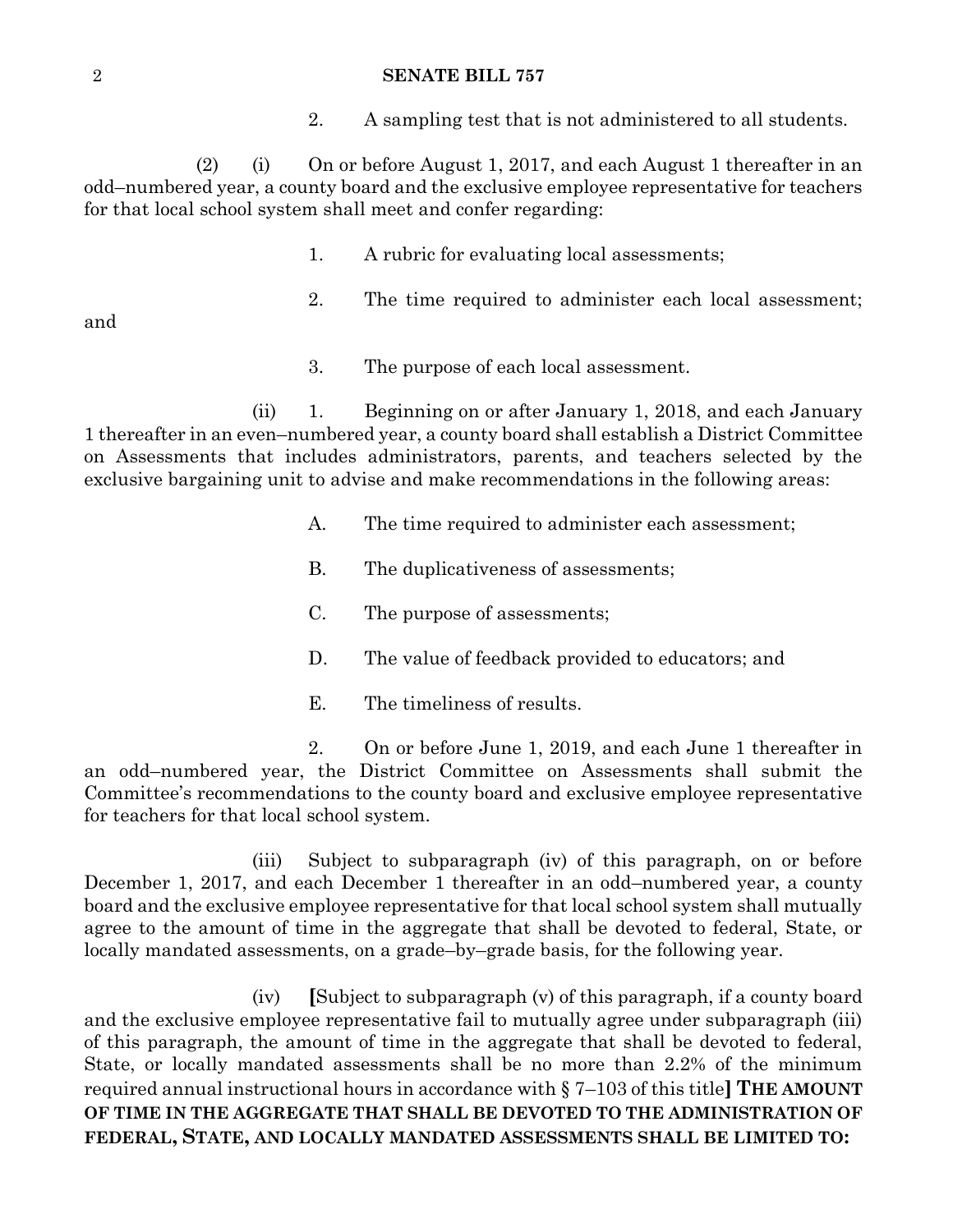2. A sampling test that is not administered to all students.

(2) (i) On or before August 1, 2017, and each August 1 thereafter in an odd–numbered year, a county board and the exclusive employee representative for teachers for that local school system shall meet and confer regarding:

1. A rubric for evaluating local assessments;

2. The time required to administer each local assessment; and

3. The purpose of each local assessment.

(ii) 1. Beginning on or after January 1, 2018, and each January 1 thereafter in an even–numbered year, a county board shall establish a District Committee on Assessments that includes administrators, parents, and teachers selected by the exclusive bargaining unit to advise and make recommendations in the following areas:

A. The time required to administer each assessment;

B. The duplicativeness of assessments;

C. The purpose of assessments;

D. The value of feedback provided to educators; and

E. The timeliness of results.

2. On or before June 1, 2019, and each June 1 thereafter in an odd–numbered year, the District Committee on Assessments shall submit the Committee's recommendations to the county board and exclusive employee representative for teachers for that local school system.

(iii) Subject to subparagraph (iv) of this paragraph, on or before December 1, 2017, and each December 1 thereafter in an odd–numbered year, a county board and the exclusive employee representative for that local school system shall mutually agree to the amount of time in the aggregate that shall be devoted to federal, State, or locally mandated assessments, on a grade–by–grade basis, for the following year.

(iv) **[**Subject to subparagraph (v) of this paragraph, if a county board and the exclusive employee representative fail to mutually agree under subparagraph (iii) of this paragraph, the amount of time in the aggregate that shall be devoted to federal, State, or locally mandated assessments shall be no more than 2.2% of the minimum required annual instructional hours in accordance with § 7–103 of this title**]** **THE AMOUNT OF TIME IN THE AGGREGATE THAT SHALL BE DEVOTED TO THE ADMINISTRATION OF FEDERAL, STATE, AND LOCALLY MANDATED ASSESSMENTS SHALL BE LIMITED TO:**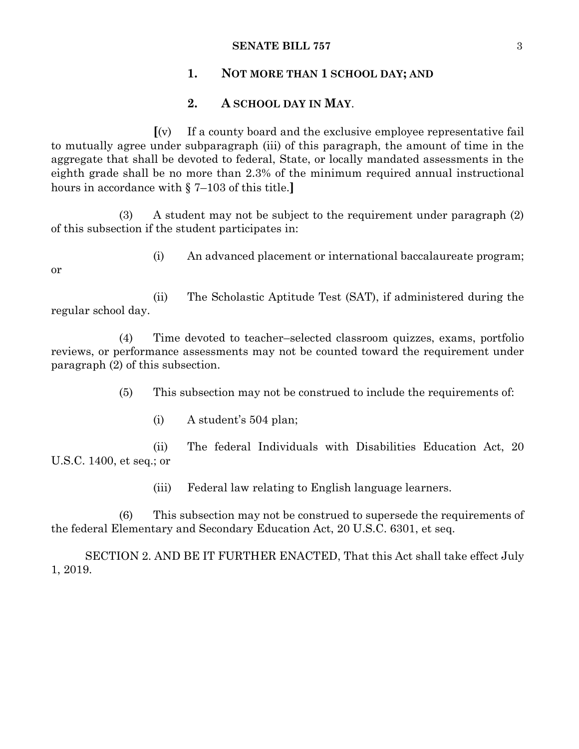1. **NOT MORE THAN 1 SCHOOL DAY; AND**

2. **A SCHOOL DAY IN MAY**.

[(v) If a county board and the exclusive employee representative fail to mutually agree under subparagraph (iii) of this paragraph, the amount of time in the aggregate that shall be devoted to federal, State, or locally mandated assessments in the eighth grade shall be no more than 2.3% of the minimum required annual instructional hours in accordance with § 7–103 of this title.]

(3) A student may not be subject to the requirement under paragraph (2) of this subsection if the student participates in:

(i) An advanced placement or international baccalaureate program; or

(ii) The Scholastic Aptitude Test (SAT), if administered during the regular school day.

(4) Time devoted to teacher–selected classroom quizzes, exams, portfolio reviews, or performance assessments may not be counted toward the requirement under paragraph (2) of this subsection.

(5) This subsection may not be construed to include the requirements of:

(i) A student's 504 plan;

(ii) The federal Individuals with Disabilities Education Act, 20 U.S.C. 1400, et seq.; or

(iii) Federal law relating to English language learners.

(6) This subsection may not be construed to supersede the requirements of the federal Elementary and Secondary Education Act, 20 U.S.C. 6301, et seq.

SECTION 2. AND BE IT FURTHER ENACTED, That this Act shall take effect July 1, 2019.